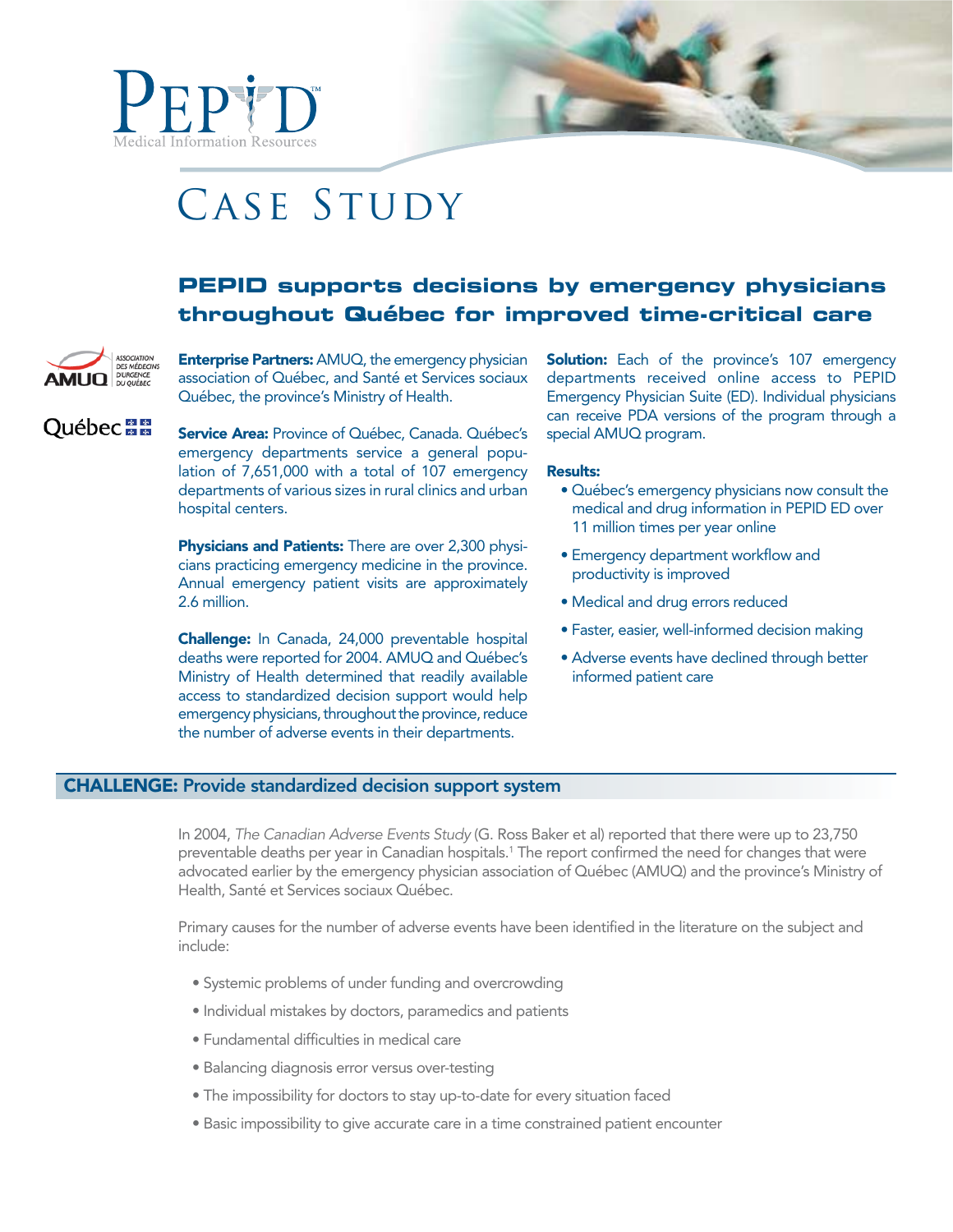# CASE STUDY

## PEPID supports decisions by emergency physicians throughout Québec for improved time-critical care

**Enterprise Partners:** AMUQ, the emergency physician association of Québec, and Santé et Services sociaux Québec, the province's Ministry of Health.

**Service Area:** Province of Québec, Canada. Québec's emergency departments service a general population of 7,651,000 with a total of 107 emergency departments of various sizes in rural clinics and urban hospital centers.

**Physicians and Patients:** There are over 2,300 physicians practicing emergency medicine in the province. Annual emergency patient visits are approximately 2.6 million.

**Challenge:** In Canada, 24,000 preventable hospital deaths were reported for 2004. AMUQ and Québec's Ministry of Health determined that readily available access to standardized decision support would help emergency physicians, throughout the province, reduce the number of adverse events in their departments.

**Solution:** Each of the province's 107 emergency departments received online access to PEPID Emergency Physician Suite (ED). Individual physicians can receive PDA versions of the program through a special AMUQ program.

**Results:**

- Québec's emergency physicians now consult the medical and drug information in PEPID ED over 11 million times per year online
- Emergency department workflow and productivity is improved
- Medical and drug errors reduced
- Faster, easier, well-informed decision making
- Adverse events have declined through better informed patient care

## CHALLENGE: Provide standardized decision support system

In 2004, *The Canadian Adverse Events Study* (G. Ross Baker et al) reported that there were up to 23,750 preventable deaths per year in Canadian hospitals.[1] The report confirmed the need for changes that were advocated earlier by the emergency physician association of Québec (AMUQ) and the province's Ministry of Health, Santé et Services sociaux Québec.

Primary causes for the number of adverse events have been identified in the literature on the subject and include:

- Systemic problems of under funding and overcrowding
- Individual mistakes by doctors, paramedics and patients
- Fundamental difficulties in medical care
- Balancing diagnosis error versus over-testing
- The impossibility for doctors to stay up-to-date for every situation faced
- Basic impossibility to give accurate care in a time constrained patient encounter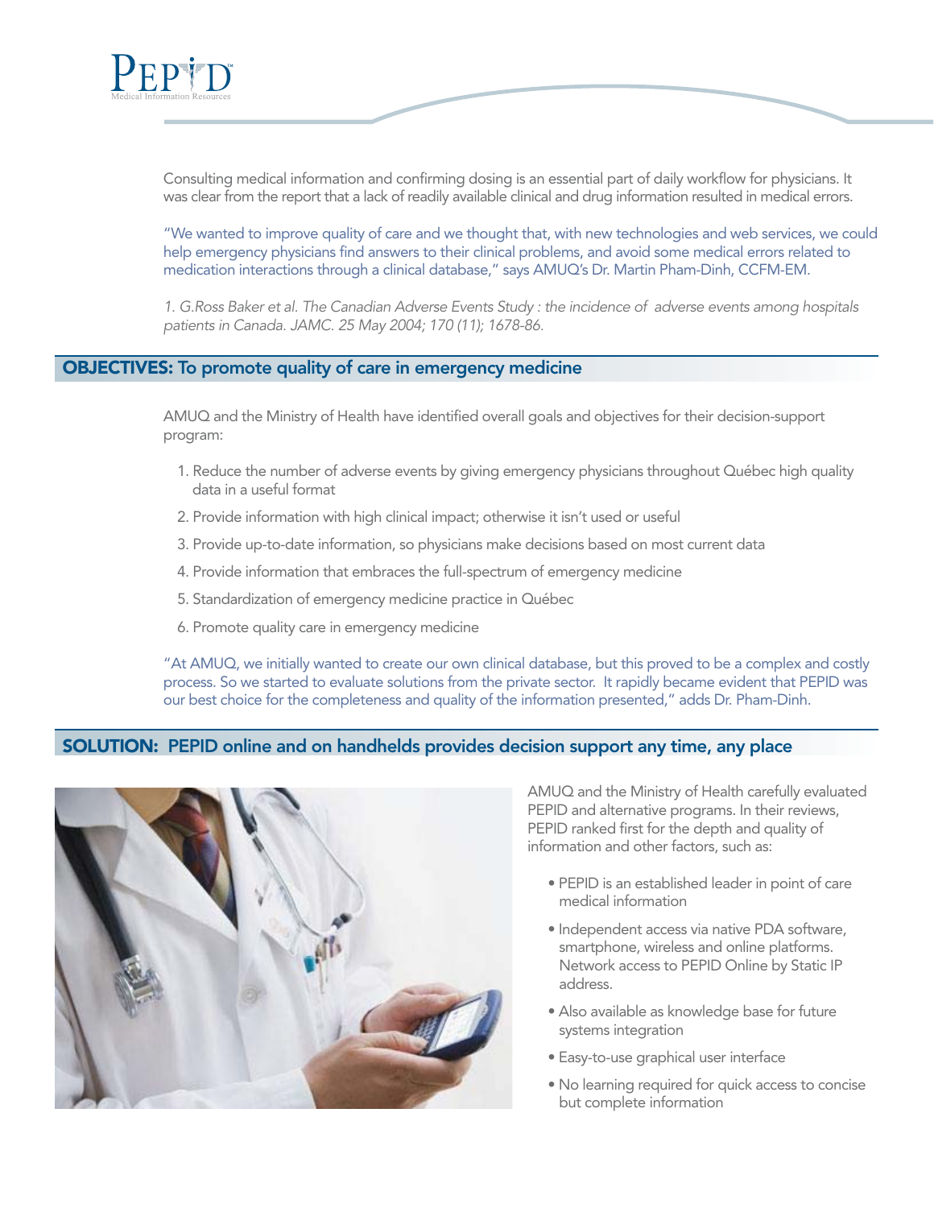Consulting medical information and confirming dosing is an essential part of daily workflow for physicians. It was clear from the report that a lack of readily available clinical and drug information resulted in medical errors.

"We wanted to improve quality of care and we thought that, with new technologies and web services, we could help emergency physicians find answers to their clinical problems, and avoid some medical errors related to medication interactions through a clinical database," says AMUQ's Dr. Martin Pham-Dinh, CCFM-EM.

*1. G.Ross Baker et al. The Canadian Adverse Events Study : the incidence of adverse events among hospitals patients in Canada. JAMC. 25 May 2004; 170 (11); 1678-86.*

## OBJECTIVES: To promote quality of care in emergency medicine

AMUQ and the Ministry of Health have identified overall goals and objectives for their decision-support program:

1. Reduce the number of adverse events by giving emergency physicians throughout Québec high quality data in a useful format
2. Provide information with high clinical impact; otherwise it isn't used or useful
3. Provide up-to-date information, so physicians make decisions based on most current data
4. Provide information that embraces the full-spectrum of emergency medicine
5. Standardization of emergency medicine practice in Québec
6. Promote quality care in emergency medicine

"At AMUQ, we initially wanted to create our own clinical database, but this proved to be a complex and costly process. So we started to evaluate solutions from the private sector. It rapidly became evident that PEPID was our best choice for the completeness and quality of the information presented," adds Dr. Pham-Dinh.

## SOLUTION: PEPID online and on handhelds provides decision support any time, any place

AMUQ and the Ministry of Health carefully evaluated PEPID and alternative programs. In their reviews, PEPID ranked first for the depth and quality of information and other factors, such as:

- PEPID is an established leader in point of care medical information
- Independent access via native PDA software, smartphone, wireless and online platforms. Network access to PEPID Online by Static IP address.
- Also available as knowledge base for future systems integration
- Easy-to-use graphical user interface
- No learning required for quick access to concise but complete information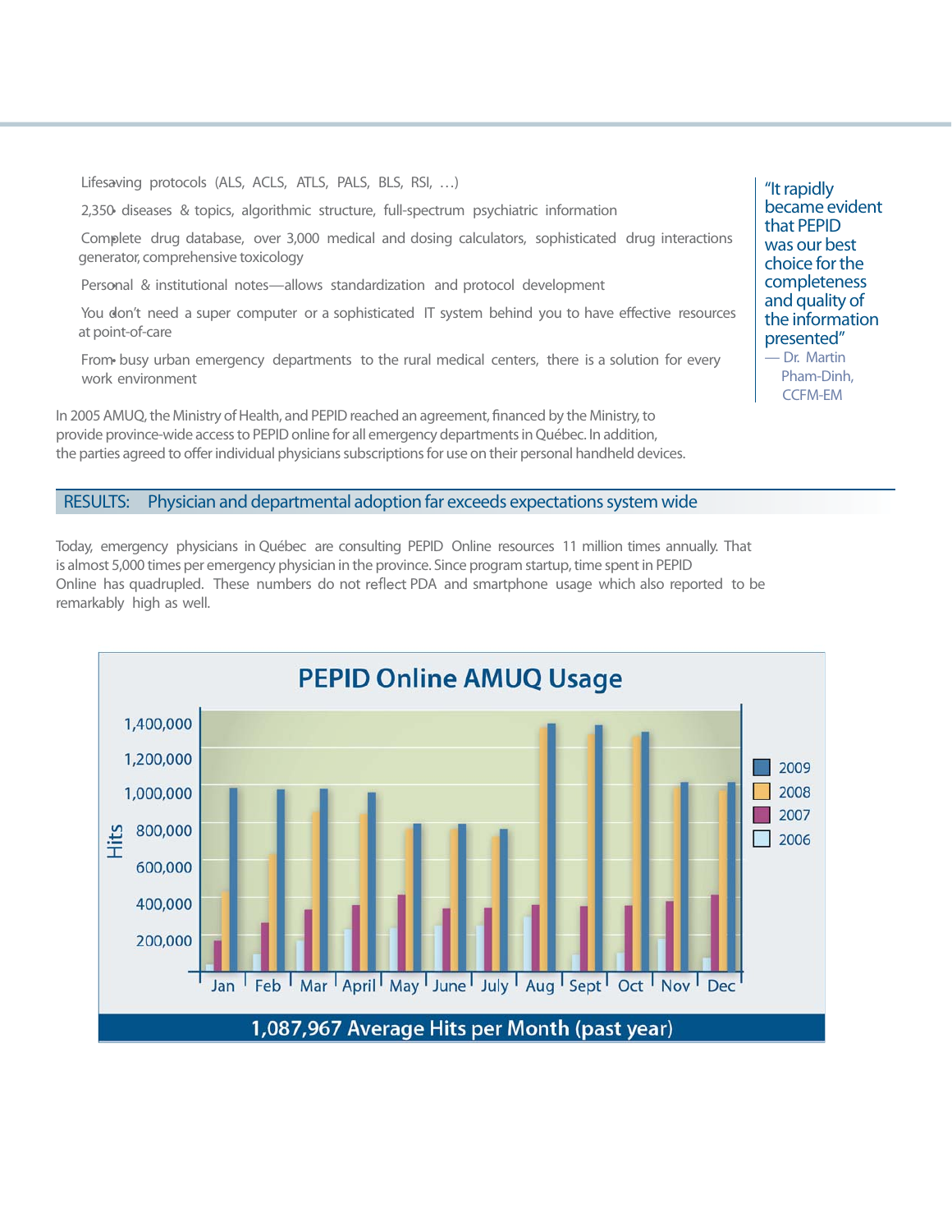- Lifesaving protocols (ALS, ACLS, ATLS, PALS, BLS, RSI, …)
- 2,350 diseases & topics, algorithmic structure, full-spectrum psychiatric information
- Complete drug database, over 3,000 medical and dosing calculators, sophisticated drug interactions generator, comprehensive toxicology
- Personal & institutional notes—allows standardization and protocol development
- You don't need a super computer or a sophisticated IT system behind you to have effective resources at point-of-care
- From busy urban emergency departments to the rural medical centers, there is a solution for every work environment

> "It rapidly became evident that PEPID was our best choice for the completeness and quality of the information presented"
> — Dr. Martin Pham-Dinh, CCFM-EM

In 2005 AMUQ, the Ministry of Health, and PEPID reached an agreement, financed by the Ministry, to provide province-wide access to PEPID online for all emergency departments in Québec. In addition, the parties agreed to offer individual physicians subscriptions for use on their personal handheld devices.

## RESULTS: Physician and departmental adoption far exceeds expectations system wide

Today, emergency physicians in Québec are consulting PEPID Online resources 11 million times annually. That is almost 5,000 times per emergency physician in the province. Since program startup, time spent in PEPID Online has quadrupled. These numbers do not reflect PDA and smartphone usage which also reported to be remarkably high as well.

**PEPID Online AMUQ Usage**

Hits (0–1,400,000) by month (Jan–Dec), series: 2009, 2008, 2007, 2006

**1,087,967 Average Hits per Month (past year)**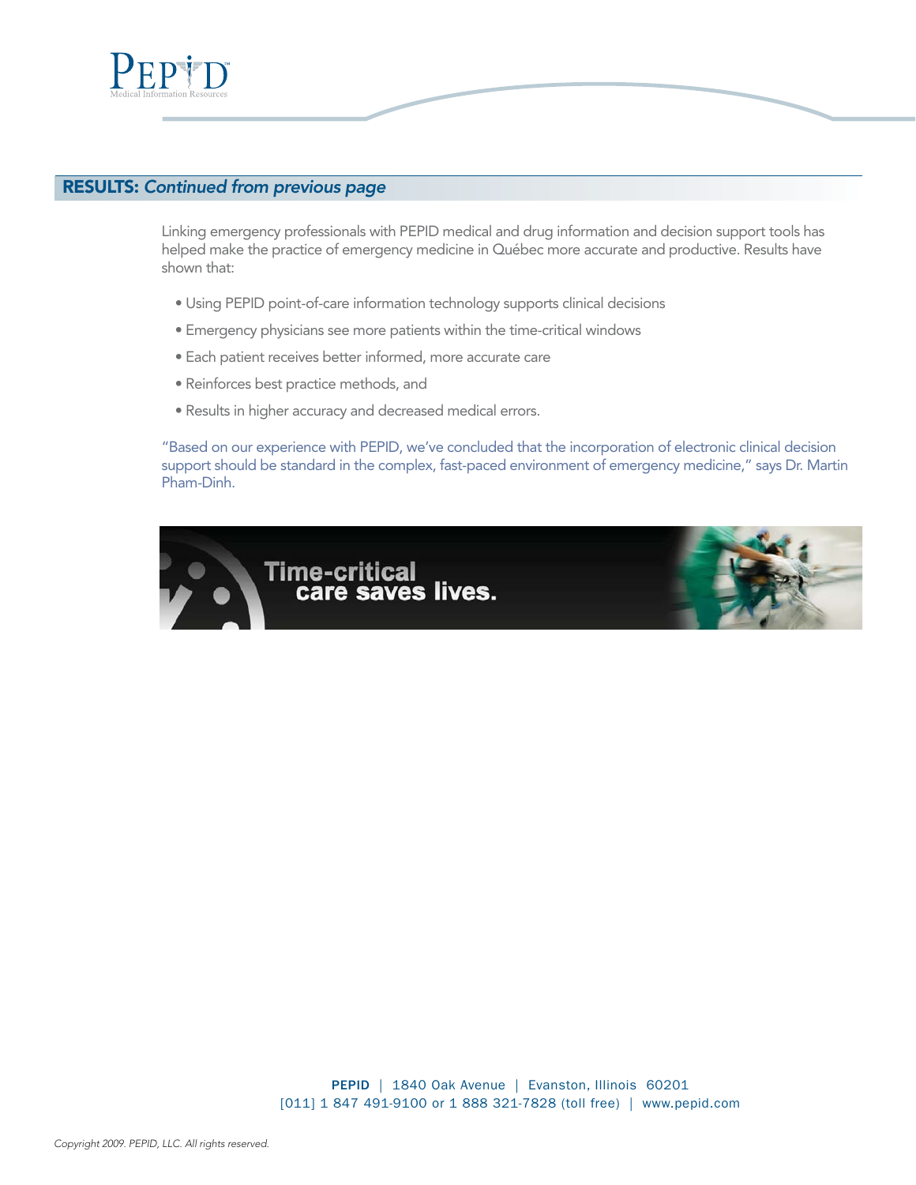## **RESULTS:** *Continued from previous page*

Linking emergency professionals with PEPID medical and drug information and decision support tools has helped make the practice of emergency medicine in Québec more accurate and productive. Results have shown that:

- Using PEPID point-of-care information technology supports clinical decisions
- Emergency physicians see more patients within the time-critical windows
- Each patient receives better informed, more accurate care
- Reinforces best practice methods, and
- Results in higher accuracy and decreased medical errors.

"Based on our experience with PEPID, we've concluded that the incorporation of electronic clinical decision support should be standard in the complex, fast-paced environment of emergency medicine," says Dr. Martin Pham-Dinh.

Time-critical care saves lives.

**PEPID** | 1840 Oak Avenue | Evanston, Illinois 60201
[011] 1 847 491-9100 or 1 888 321-7828 (toll free) | www.pepid.com

*Copyright 2009. PEPID, LLC. All rights reserved.*